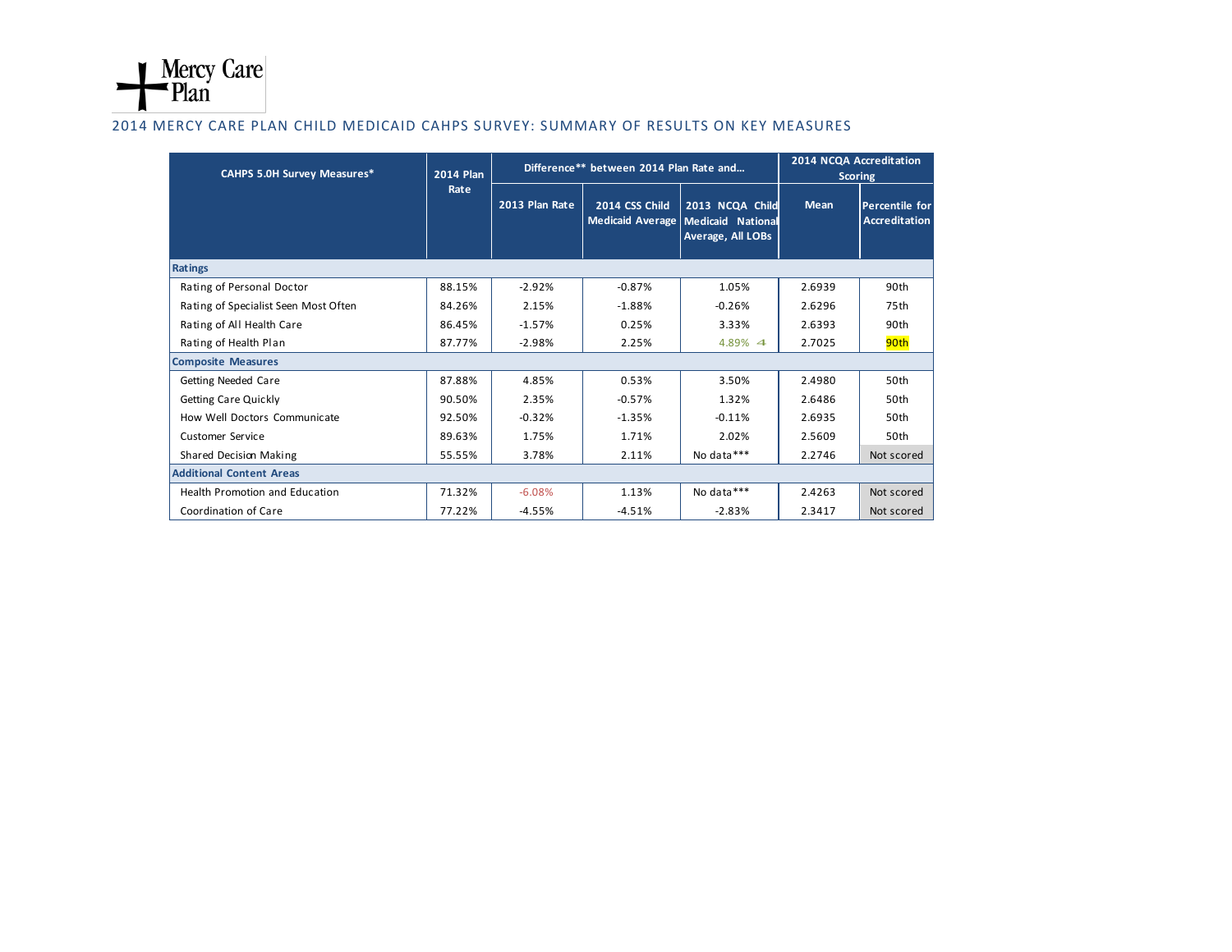Mercy Care Plan

## 2014 MERCY CARE PLAN CHILD MEDICAID CAHPS SURVEY: SUMMARY OF RESULTS ON KEY MEASURES

| CAHPS 5.0H Survey Measures* | 2014 Plan Rate | Difference** between 2014 Plan Rate and... | | | 2014 NCQA Accreditation Scoring | |
|---|---|---|---|---|---|---|
| | | 2013 Plan Rate | 2014 CSS Child Medicaid Average | 2013 NCQA Child Medicaid National Average, All LOBs | Mean | Percentile for Accreditation |
| **Ratings** | | | | | | |
| Rating of Personal Doctor | 88.15% | -2.92% | -0.87% | 1.05% | 2.6939 | 90th |
| Rating of Specialist Seen Most Often | 84.26% | 2.15% | -1.88% | -0.26% | 2.6296 | 75th |
| Rating of All Health Care | 86.45% | -1.57% | 0.25% | 3.33% | 2.6393 | 90th |
| Rating of Health Plan | 87.77% | -2.98% | 2.25% | 4.89% | 2.7025 | 90th |
| **Composite Measures** | | | | | | |
| Getting Needed Care | 87.88% | 4.85% | 0.53% | 3.50% | 2.4980 | 50th |
| Getting Care Quickly | 90.50% | 2.35% | -0.57% | 1.32% | 2.6486 | 50th |
| How Well Doctors Communicate | 92.50% | -0.32% | -1.35% | -0.11% | 2.6935 | 50th |
| Customer Service | 89.63% | 1.75% | 1.71% | 2.02% | 2.5609 | 50th |
| Shared Decision Making | 55.55% | 3.78% | 2.11% | No data*** | 2.2746 | Not scored |
| **Additional Content Areas** | | | | | | |
| Health Promotion and Education | 71.32% | -6.08% | 1.13% | No data*** | 2.4263 | Not scored |
| Coordination of Care | 77.22% | -4.55% | -4.51% | -2.83% | 2.3417 | Not scored |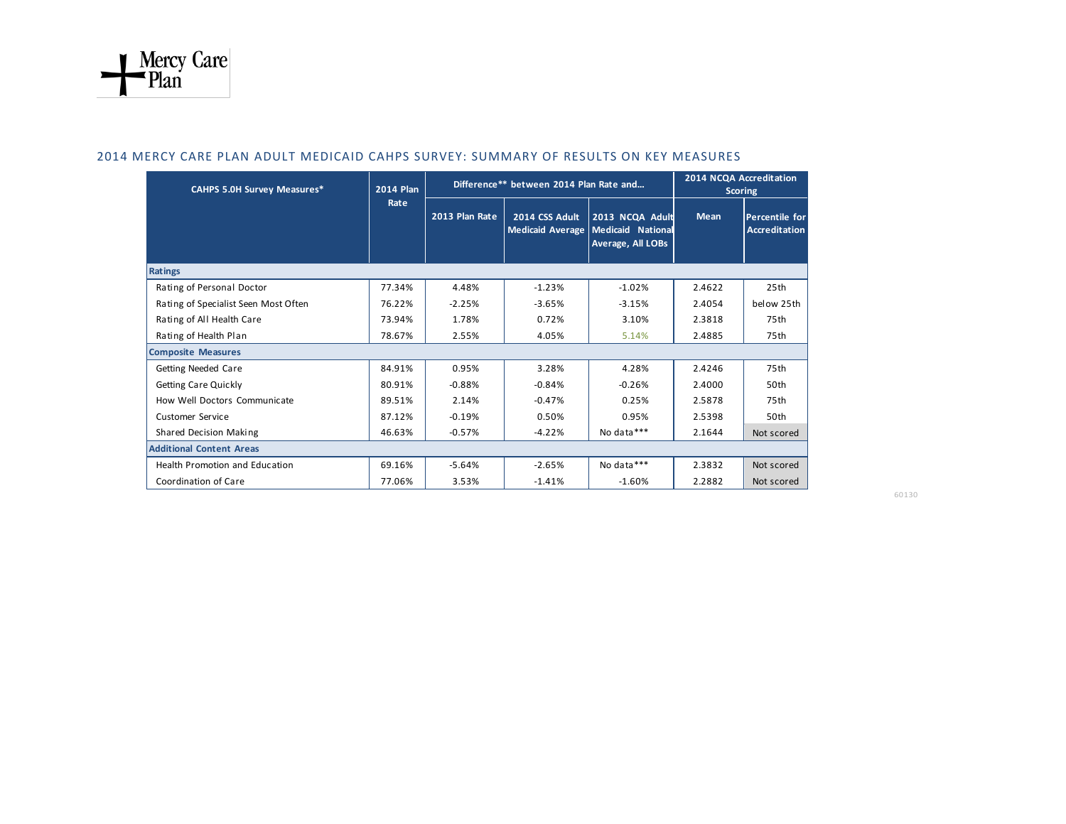Mercy Care Plan

## 2014 MERCY CARE PLAN ADULT MEDICAID CAHPS SURVEY: SUMMARY OF RESULTS ON KEY MEASURES

| CAHPS 5.0H Survey Measures* | 2014 Plan Rate | Difference** between 2014 Plan Rate and... | | | 2014 NCQA Accreditation Scoring | |
|---|---|---|---|---|---|---|
| | | 2013 Plan Rate | 2014 CSS Adult Medicaid Average | 2013 NCQA Adult Medicaid National Average, All LOBs | Mean | Percentile for Accreditation |
| **Ratings** | | | | | | |
| Rating of Personal Doctor | 77.34% | 4.48% | -1.23% | -1.02% | 2.4622 | 25th |
| Rating of Specialist Seen Most Often | 76.22% | -2.25% | -3.65% | -3.15% | 2.4054 | below 25th |
| Rating of All Health Care | 73.94% | 1.78% | 0.72% | 3.10% | 2.3818 | 75th |
| Rating of Health Plan | 78.67% | 2.55% | 4.05% | 5.14% | 2.4885 | 75th |
| **Composite Measures** | | | | | | |
| Getting Needed Care | 84.91% | 0.95% | 3.28% | 4.28% | 2.4246 | 75th |
| Getting Care Quickly | 80.91% | -0.88% | -0.84% | -0.26% | 2.4000 | 50th |
| How Well Doctors Communicate | 89.51% | 2.14% | -0.47% | 0.25% | 2.5878 | 75th |
| Customer Service | 87.12% | -0.19% | 0.50% | 0.95% | 2.5398 | 50th |
| Shared Decision Making | 46.63% | -0.57% | -4.22% | No data*** | 2.1644 | Not scored |
| **Additional Content Areas** | | | | | | |
| Health Promotion and Education | 69.16% | -5.64% | -2.65% | No data*** | 2.3832 | Not scored |
| Coordination of Care | 77.06% | 3.53% | -1.41% | -1.60% | 2.2882 | Not scored |

60130